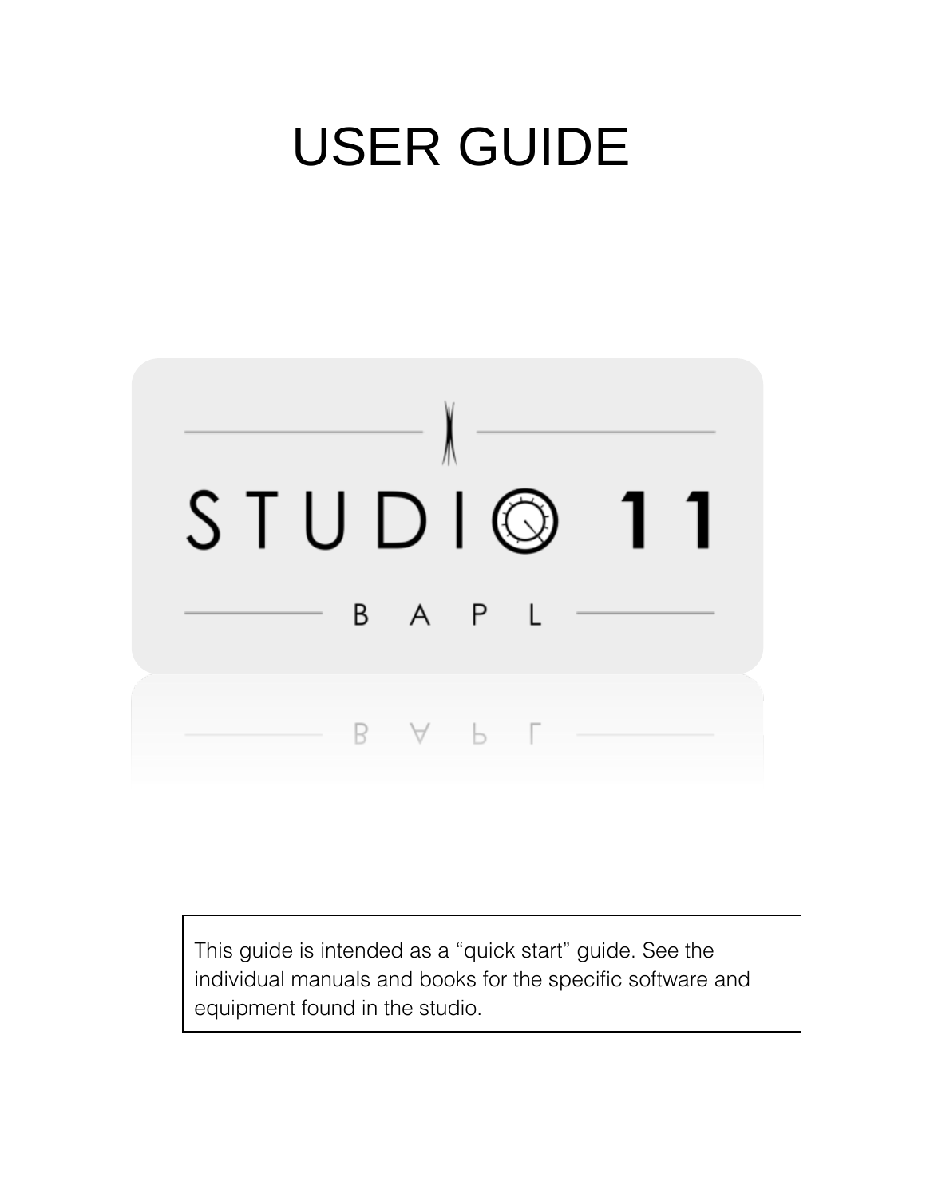# USER GUIDE

STUDIO 11

B A P L

This guide is intended as a “quick start” guide. See the individual manuals and books for the specific software and equipment found in the studio.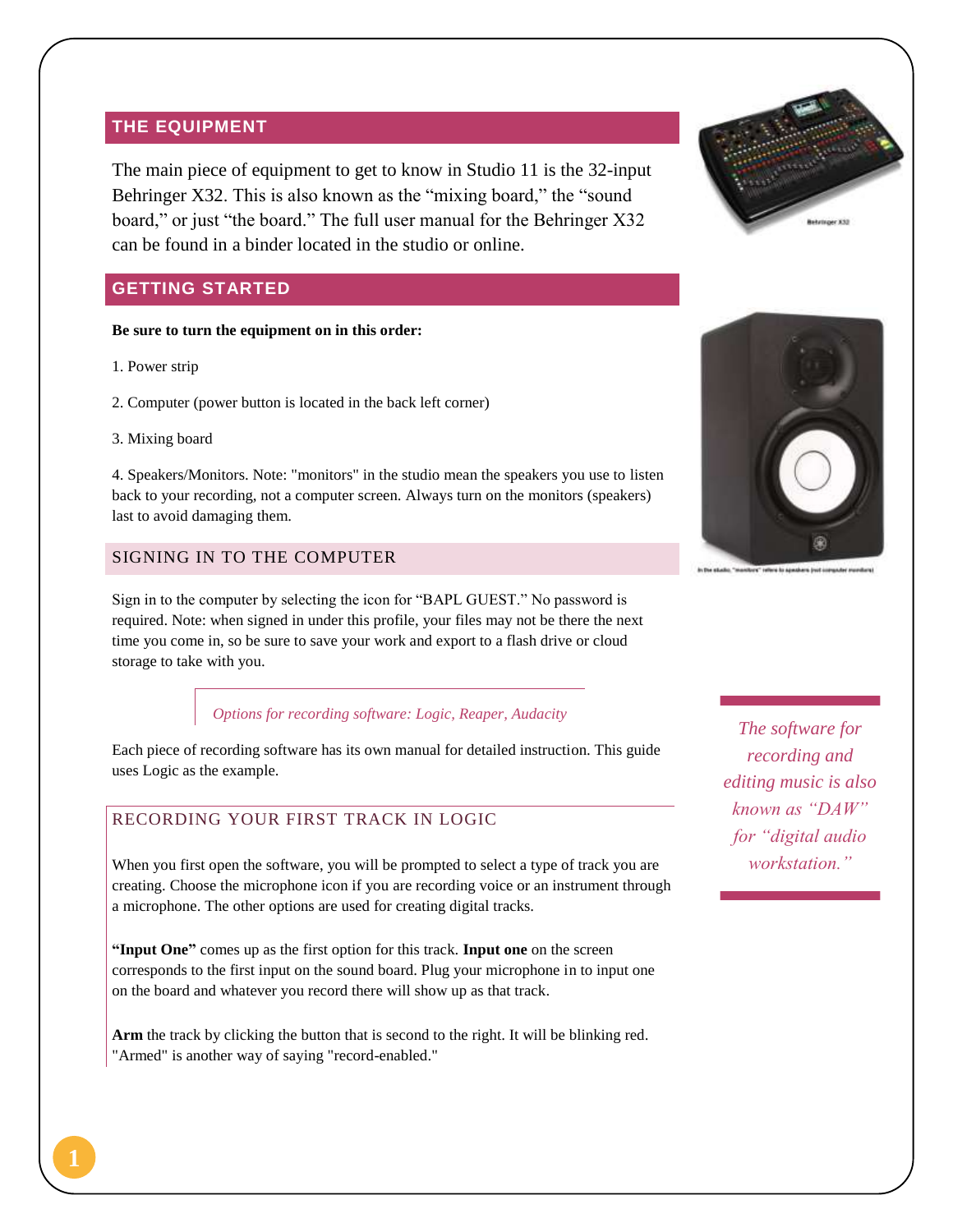## THE EQUIPMENT

The main piece of equipment to get to know in Studio 11 is the 32-input Behringer X32. This is also known as the "mixing board," the "sound board," or just "the board." The full user manual for the Behringer X32 can be found in a binder located in the studio or online.

Behringer X32

## GETTING STARTED

**Be sure to turn the equipment on in this order:**

1. Power strip

2. Computer (power button is located in the back left corner)

3. Mixing board

4. Speakers/Monitors. Note: "monitors" in the studio mean the speakers you use to listen back to your recording, not a computer screen. Always turn on the monitors (speakers) last to avoid damaging them.

In the studio, "monitors" refers to speakers (not computer monitors)

### SIGNING IN TO THE COMPUTER

Sign in to the computer by selecting the icon for "BAPL GUEST." No password is required. Note: when signed in under this profile, your files may not be there the next time you come in, so be sure to save your work and export to a flash drive or cloud storage to take with you.

*Options for recording software: Logic, Reaper, Audacity*

Each piece of recording software has its own manual for detailed instruction. This guide uses Logic as the example.

*The software for recording and editing music is also known as "DAW" for "digital audio workstation."*

### RECORDING YOUR FIRST TRACK IN LOGIC

When you first open the software, you will be prompted to select a type of track you are creating. Choose the microphone icon if you are recording voice or an instrument through a microphone. The other options are used for creating digital tracks.

**"Input One"** comes up as the first option for this track. **Input one** on the screen corresponds to the first input on the sound board. Plug your microphone in to input one on the board and whatever you record there will show up as that track.

**Arm** the track by clicking the button that is second to the right. It will be blinking red. "Armed" is another way of saying "record-enabled."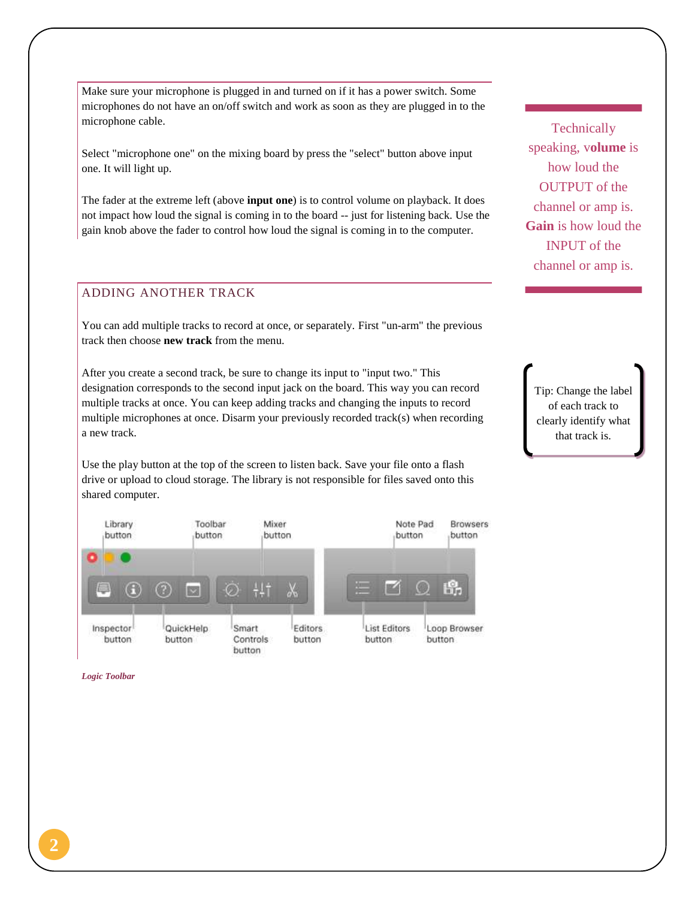Make sure your microphone is plugged in and turned on if it has a power switch. Some microphones do not have an on/off switch and work as soon as they are plugged in to the microphone cable.

Select "microphone one" on the mixing board by press the "select" button above input one. It will light up.

The fader at the extreme left (above **input one**) is to control volume on playback. It does not impact how loud the signal is coming in to the board -- just for listening back. Use the gain knob above the fader to control how loud the signal is coming in to the computer.

Technically speaking, **volume** is how loud the OUTPUT of the channel or amp is. **Gain** is how loud the INPUT of the channel or amp is.

## ADDING ANOTHER TRACK

You can add multiple tracks to record at once, or separately. First "un-arm" the previous track then choose **new track** from the menu.

After you create a second track, be sure to change its input to "input two." This designation corresponds to the second input jack on the board. This way you can record multiple tracks at once. You can keep adding tracks and changing the inputs to record multiple microphones at once. Disarm your previously recorded track(s) when recording a new track.

Tip: Change the label of each track to clearly identify what that track is.

Use the play button at the top of the screen to listen back. Save your file onto a flash drive or upload to cloud storage. The library is not responsible for files saved onto this shared computer.

Library button, Toolbar button, Mixer button, Note Pad button, Browsers button, Inspector button, QuickHelp button, Smart Controls button, Editors button, List Editors button, Loop Browser button

*Logic Toolbar*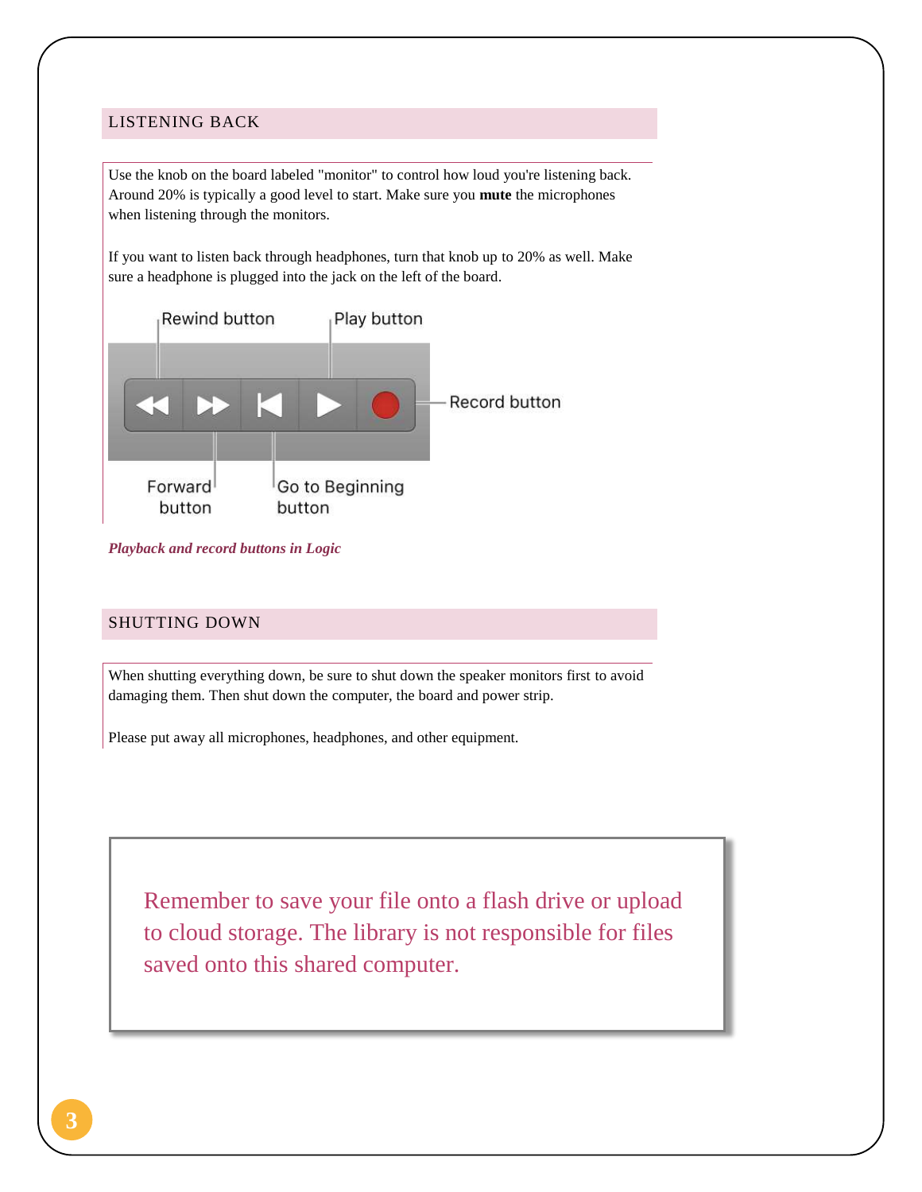## LISTENING BACK

Use the knob on the board labeled "monitor" to control how loud you're listening back. Around 20% is typically a good level to start. Make sure you **mute** the microphones when listening through the monitors.

If you want to listen back through headphones, turn that knob up to 20% as well. Make sure a headphone is plugged into the jack on the left of the board.

Rewind button Play button

Record button

Forward button Go to Beginning button

***Playback and record buttons in Logic***

## SHUTTING DOWN

When shutting everything down, be sure to shut down the speaker monitors first to avoid damaging them. Then shut down the computer, the board and power strip.

Please put away all microphones, headphones, and other equipment.

> Remember to save your file onto a flash drive or upload to cloud storage. The library is not responsible for files saved onto this shared computer.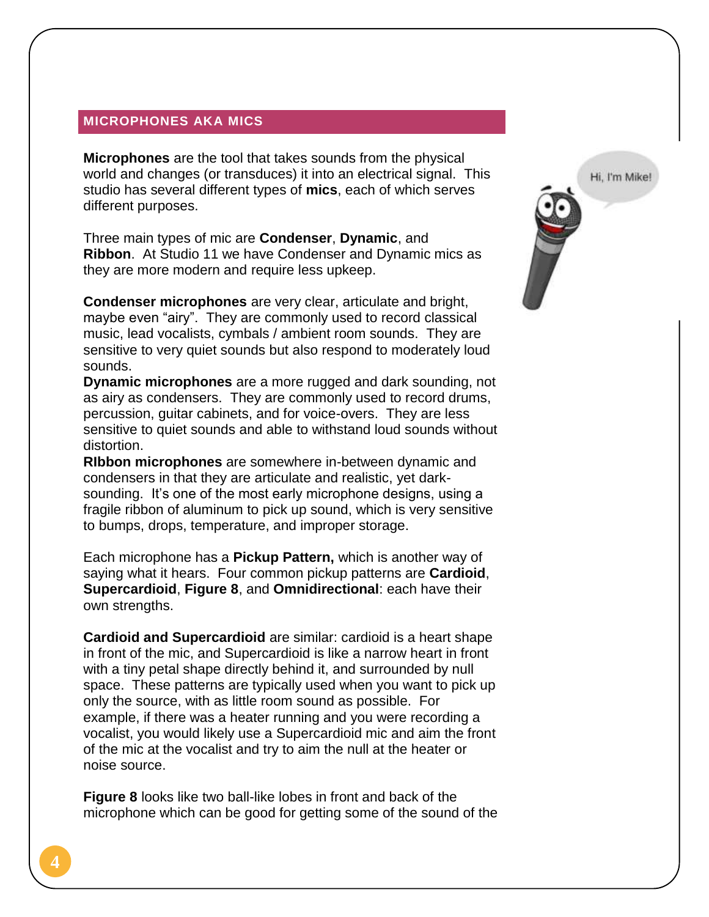## MICROPHONES AKA MICS

**Microphones** are the tool that takes sounds from the physical world and changes (or transduces) it into an electrical signal. This studio has several different types of **mics**, each of which serves different purposes.

Three main types of mic are **Condenser**, **Dynamic**, and **Ribbon**. At Studio 11 we have Condenser and Dynamic mics as they are more modern and require less upkeep.

**Condenser microphones** are very clear, articulate and bright, maybe even "airy". They are commonly used to record classical music, lead vocalists, cymbals / ambient room sounds. They are sensitive to very quiet sounds but also respond to moderately loud sounds.

**Dynamic microphones** are a more rugged and dark sounding, not as airy as condensers. They are commonly used to record drums, percussion, guitar cabinets, and for voice-overs. They are less sensitive to quiet sounds and able to withstand loud sounds without distortion.

**RIbbon microphones** are somewhere in-between dynamic and condensers in that they are articulate and realistic, yet dark-sounding. It's one of the most early microphone designs, using a fragile ribbon of aluminum to pick up sound, which is very sensitive to bumps, drops, temperature, and improper storage.

Each microphone has a **Pickup Pattern,** which is another way of saying what it hears. Four common pickup patterns are **Cardioid**, **Supercardioid**, **Figure 8**, and **Omnidirectional**: each have their own strengths.

**Cardioid and Supercardioid** are similar: cardioid is a heart shape in front of the mic, and Supercardioid is like a narrow heart in front with a tiny petal shape directly behind it, and surrounded by null space. These patterns are typically used when you want to pick up only the source, with as little room sound as possible. For example, if there was a heater running and you were recording a vocalist, you would likely use a Supercardioid mic and aim the front of the mic at the vocalist and try to aim the null at the heater or noise source.

**Figure 8** looks like two ball-like lobes in front and back of the microphone which can be good for getting some of the sound of the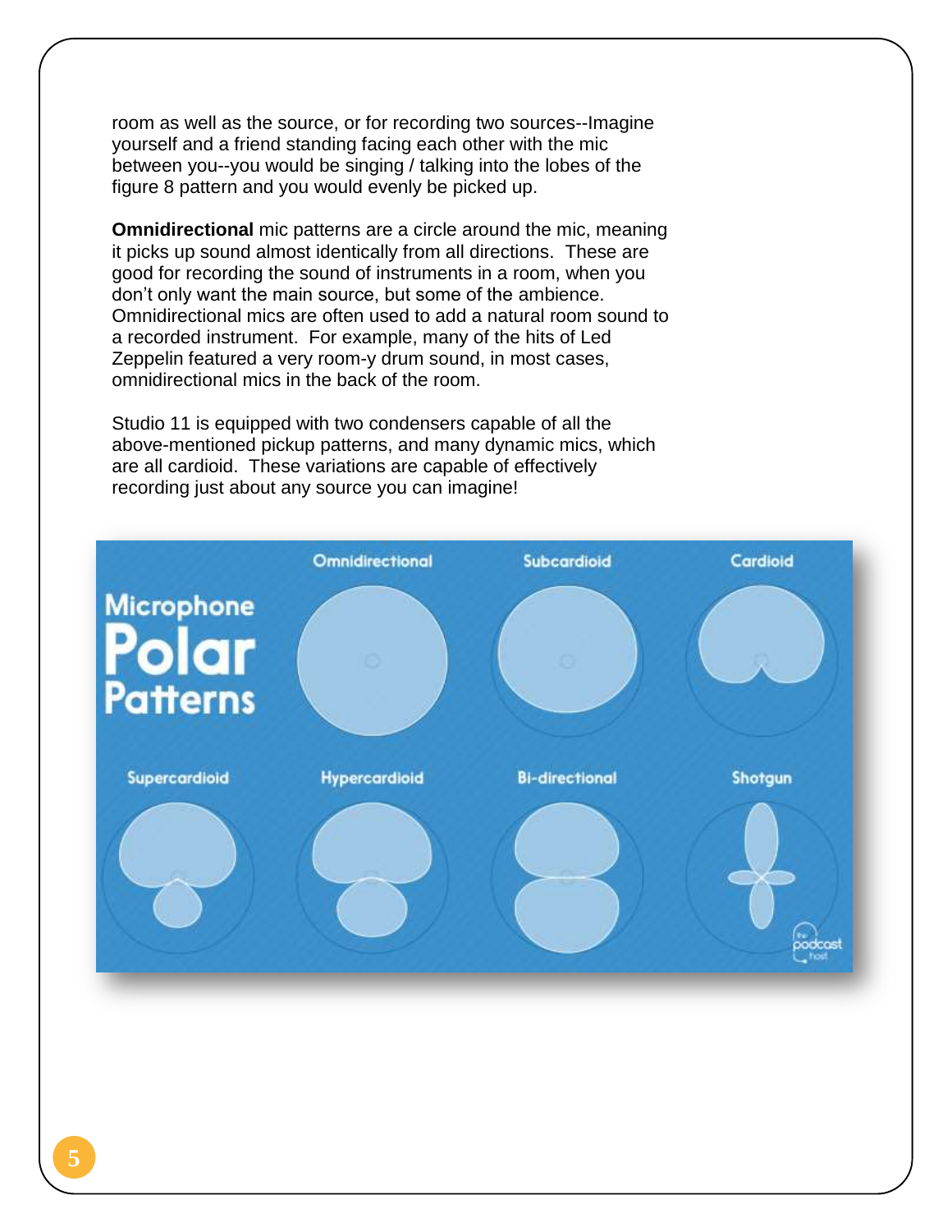room as well as the source, or for recording two sources--Imagine yourself and a friend standing facing each other with the mic between you--you would be singing / talking into the lobes of the figure 8 pattern and you would evenly be picked up.

**Omnidirectional** mic patterns are a circle around the mic, meaning it picks up sound almost identically from all directions. These are good for recording the sound of instruments in a room, when you don't only want the main source, but some of the ambience. Omnidirectional mics are often used to add a natural room sound to a recorded instrument. For example, many of the hits of Led Zeppelin featured a very room-y drum sound, in most cases, omnidirectional mics in the back of the room.

Studio 11 is equipped with two condensers capable of all the above-mentioned pickup patterns, and many dynamic mics, which are all cardioid. These variations are capable of effectively recording just about any source you can imagine!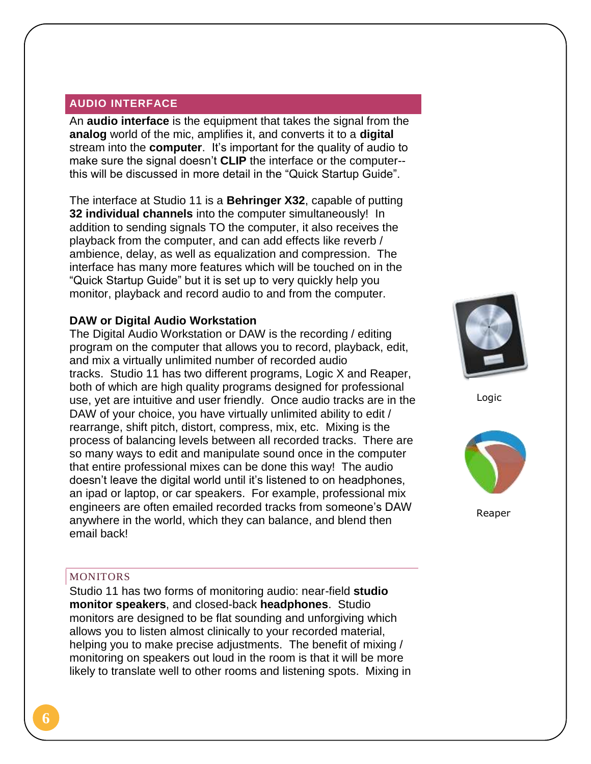## AUDIO INTERFACE

An **audio interface** is the equipment that takes the signal from the **analog** world of the mic, amplifies it, and converts it to a **digital** stream into the **computer**. It's important for the quality of audio to make sure the signal doesn't **CLIP** the interface or the computer--this will be discussed in more detail in the "Quick Startup Guide".

The interface at Studio 11 is a **Behringer X32**, capable of putting **32 individual channels** into the computer simultaneously! In addition to sending signals TO the computer, it also receives the playback from the computer, and can add effects like reverb / ambience, delay, as well as equalization and compression. The interface has many more features which will be touched on in the "Quick Startup Guide" but it is set up to very quickly help you monitor, playback and record audio to and from the computer.

### DAW or Digital Audio Workstation

The Digital Audio Workstation or DAW is the recording / editing program on the computer that allows you to record, playback, edit, and mix a virtually unlimited number of recorded audio tracks. Studio 11 has two different programs, Logic X and Reaper, both of which are high quality programs designed for professional use, yet are intuitive and user friendly. Once audio tracks are in the DAW of your choice, you have virtually unlimited ability to edit / rearrange, shift pitch, distort, compress, mix, etc. Mixing is the process of balancing levels between all recorded tracks. There are so many ways to edit and manipulate sound once in the computer that entire professional mixes can be done this way! The audio doesn't leave the digital world until it's listened to on headphones, an ipad or laptop, or car speakers. For example, professional mix engineers are often emailed recorded tracks from someone's DAW anywhere in the world, which they can balance, and blend then email back!

Logic

Reaper

## MONITORS

Studio 11 has two forms of monitoring audio: near-field **studio monitor speakers**, and closed-back **headphones**. Studio monitors are designed to be flat sounding and unforgiving which allows you to listen almost clinically to your recorded material, helping you to make precise adjustments. The benefit of mixing / monitoring on speakers out loud in the room is that it will be more likely to translate well to other rooms and listening spots. Mixing in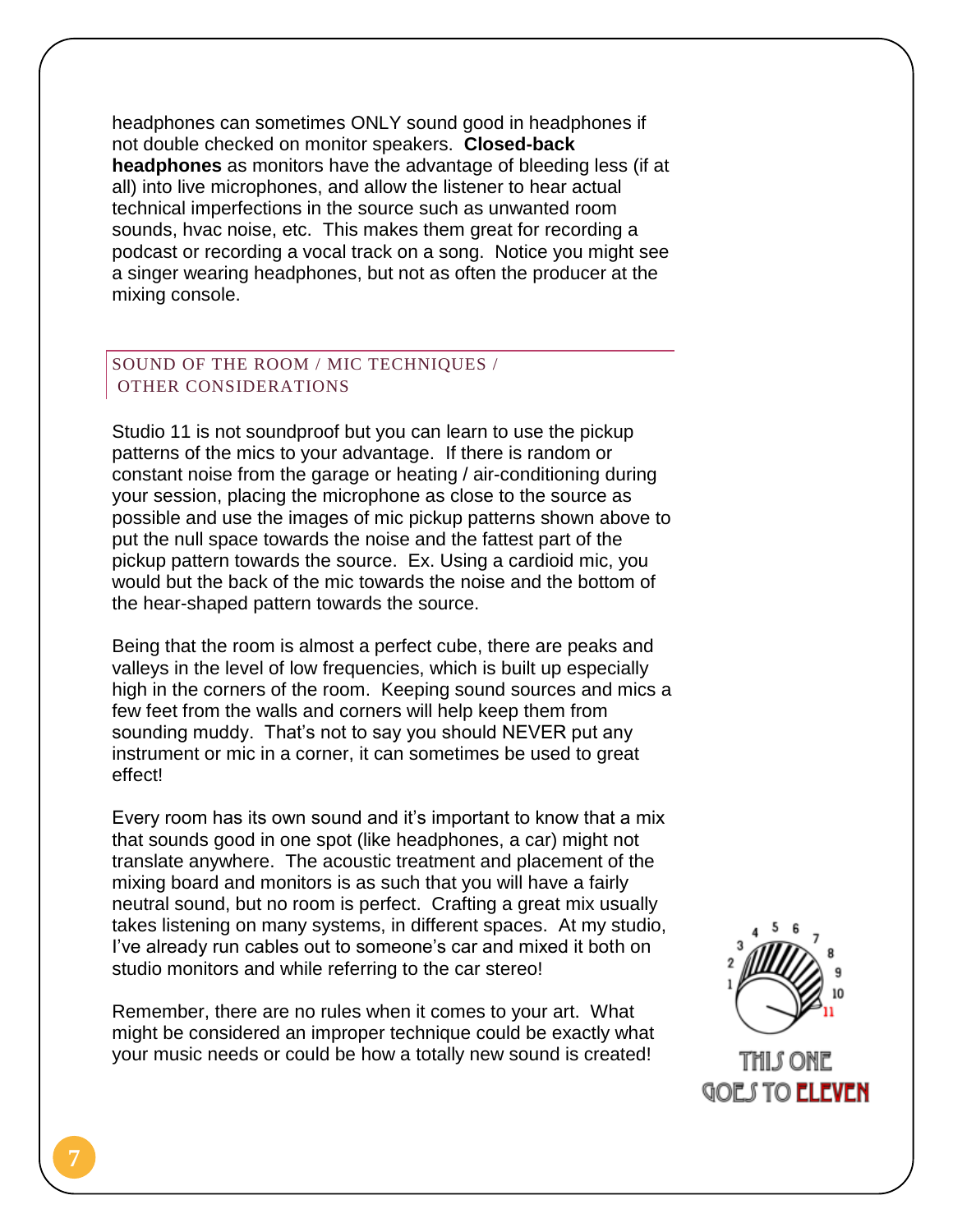headphones can sometimes ONLY sound good in headphones if not double checked on monitor speakers. **Closed-back headphones** as monitors have the advantage of bleeding less (if at all) into live microphones, and allow the listener to hear actual technical imperfections in the source such as unwanted room sounds, hvac noise, etc. This makes them great for recording a podcast or recording a vocal track on a song. Notice you might see a singer wearing headphones, but not as often the producer at the mixing console.

## SOUND OF THE ROOM / MIC TECHNIQUES / OTHER CONSIDERATIONS

Studio 11 is not soundproof but you can learn to use the pickup patterns of the mics to your advantage. If there is random or constant noise from the garage or heating / air-conditioning during your session, placing the microphone as close to the source as possible and use the images of mic pickup patterns shown above to put the null space towards the noise and the fattest part of the pickup pattern towards the source. Ex. Using a cardioid mic, you would but the back of the mic towards the noise and the bottom of the hear-shaped pattern towards the source.

Being that the room is almost a perfect cube, there are peaks and valleys in the level of low frequencies, which is built up especially high in the corners of the room. Keeping sound sources and mics a few feet from the walls and corners will help keep them from sounding muddy. That's not to say you should NEVER put any instrument or mic in a corner, it can sometimes be used to great effect!

Every room has its own sound and it's important to know that a mix that sounds good in one spot (like headphones, a car) might not translate anywhere. The acoustic treatment and placement of the mixing board and monitors is as such that you will have a fairly neutral sound, but no room is perfect. Crafting a great mix usually takes listening on many systems, in different spaces. At my studio, I've already run cables out to someone's car and mixed it both on studio monitors and while referring to the car stereo!

Remember, there are no rules when it comes to your art. What might be considered an improper technique could be exactly what your music needs or could be how a totally new sound is created!

THIS ONE GOES TO ELEVEN